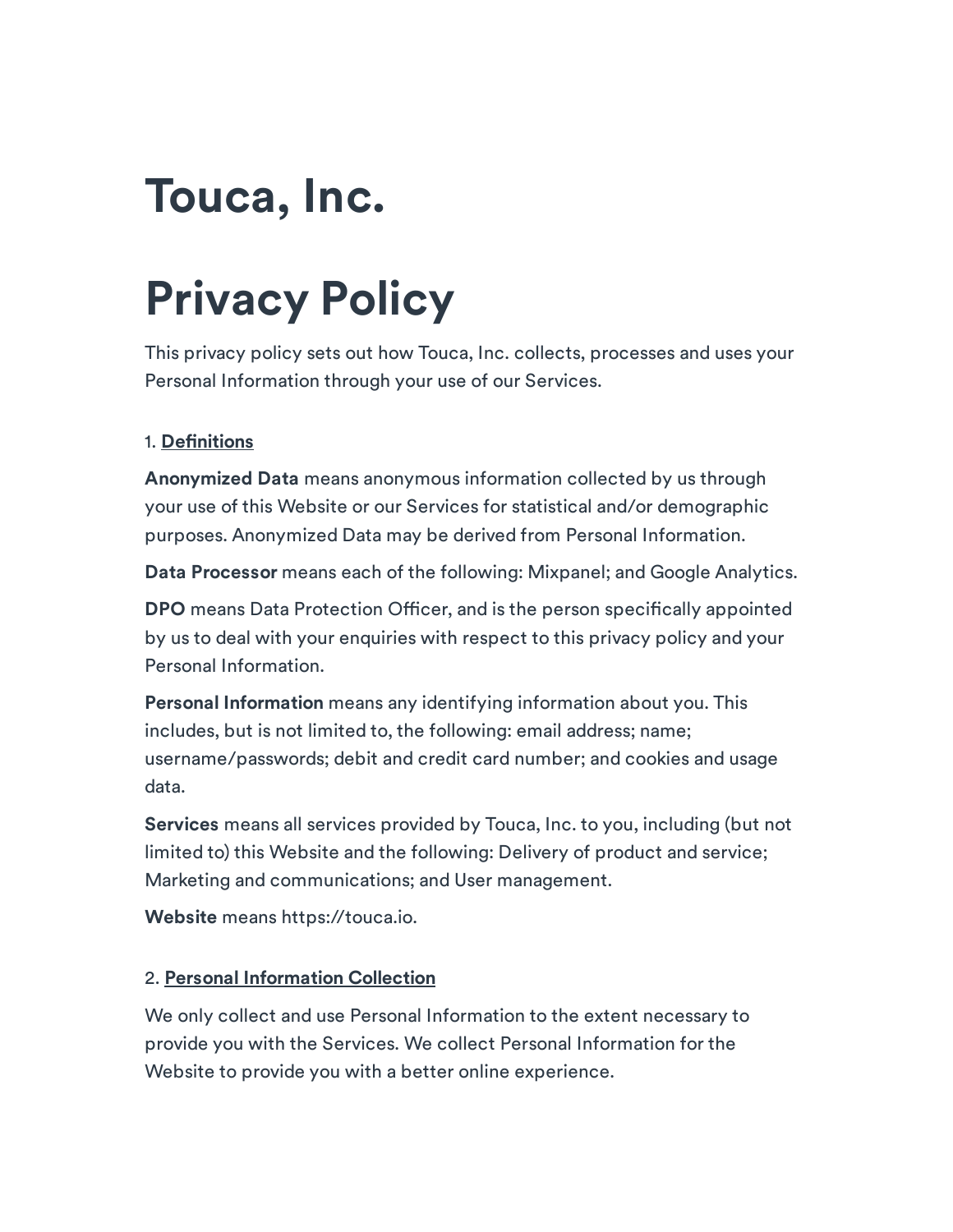# Touca, Inc.

# Privacy Policy

This privacy policy sets out how Touca, Inc. collects, processes and uses your Personal Information through your use of our Services.

1. **Definitions**

**Anonymized Data** means anonymous information collected by us through your use of this Website or our Services for statistical and/or demographic purposes. Anonymized Data may be derived from Personal Information.

**Data Processor** means each of the following: Mixpanel; and Google Analytics.

**DPO** means Data Protection Officer, and is the person specifically appointed by us to deal with your enquiries with respect to this privacy policy and your Personal Information.

**Personal Information** means any identifying information about you. This includes, but is not limited to, the following: email address; name; username/passwords; debit and credit card number; and cookies and usage data.

**Services** means all services provided by Touca, Inc. to you, including (but not limited to) this Website and the following: Delivery of product and service; Marketing and communications; and User management.

**Website** means https://touca.io.

2. **Personal Information Collection**

We only collect and use Personal Information to the extent necessary to provide you with the Services. We collect Personal Information for the Website to provide you with a better online experience.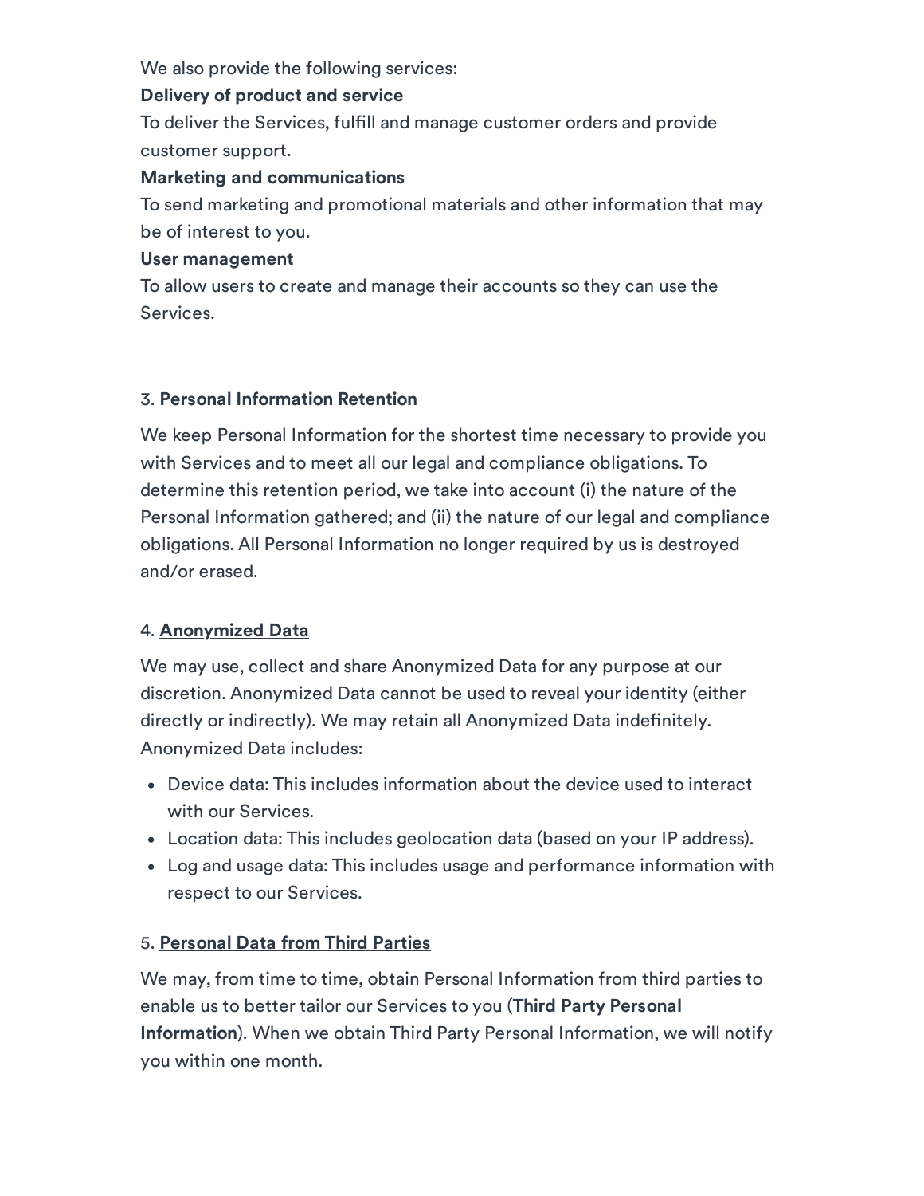We also provide the following services:

**Delivery of product and service**

To deliver the Services, fulfill and manage customer orders and provide customer support.

**Marketing and communications**

To send marketing and promotional materials and other information that may be of interest to you.

**User management**

To allow users to create and manage their accounts so they can use the Services.

## 3. Personal Information Retention

We keep Personal Information for the shortest time necessary to provide you with Services and to meet all our legal and compliance obligations. To determine this retention period, we take into account (i) the nature of the Personal Information gathered; and (ii) the nature of our legal and compliance obligations. All Personal Information no longer required by us is destroyed and/or erased.

## 4. Anonymized Data

We may use, collect and share Anonymized Data for any purpose at our discretion. Anonymized Data cannot be used to reveal your identity (either directly or indirectly). We may retain all Anonymized Data indefinitely. Anonymized Data includes:

- Device data: This includes information about the device used to interact with our Services.
- Location data: This includes geolocation data (based on your IP address).
- Log and usage data: This includes usage and performance information with respect to our Services.

## 5. Personal Data from Third Parties

We may, from time to time, obtain Personal Information from third parties to enable us to better tailor our Services to you (**Third Party Personal Information**). When we obtain Third Party Personal Information, we will notify you within one month.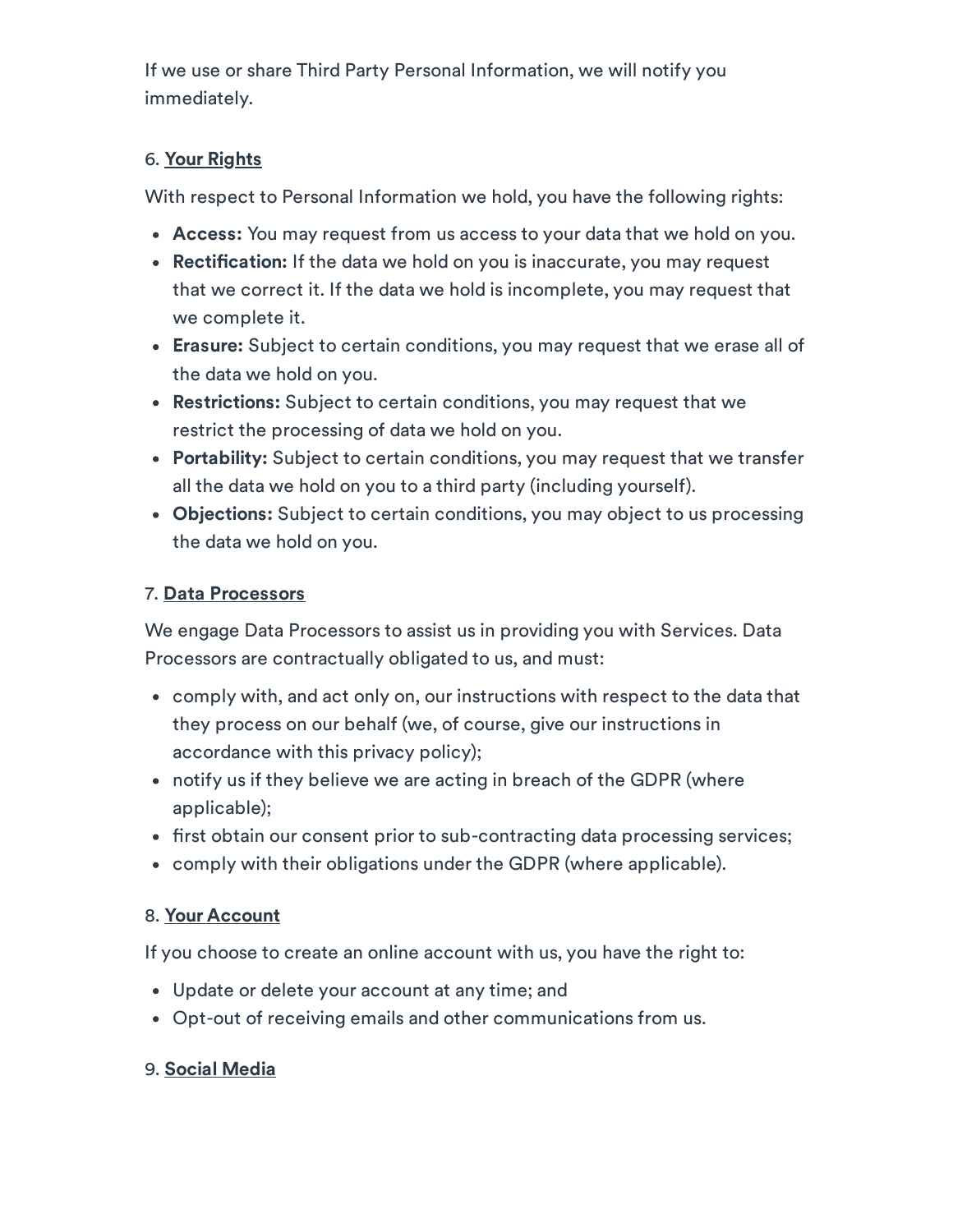If we use or share Third Party Personal Information, we will notify you immediately.

6. **Your Rights**

With respect to Personal Information we hold, you have the following rights:

- **Access:** You may request from us access to your data that we hold on you.
- **Rectification:** If the data we hold on you is inaccurate, you may request that we correct it. If the data we hold is incomplete, you may request that we complete it.
- **Erasure:** Subject to certain conditions, you may request that we erase all of the data we hold on you.
- **Restrictions:** Subject to certain conditions, you may request that we restrict the processing of data we hold on you.
- **Portability:** Subject to certain conditions, you may request that we transfer all the data we hold on you to a third party (including yourself).
- **Objections:** Subject to certain conditions, you may object to us processing the data we hold on you.

7. **Data Processors**

We engage Data Processors to assist us in providing you with Services. Data Processors are contractually obligated to us, and must:

- comply with, and act only on, our instructions with respect to the data that they process on our behalf (we, of course, give our instructions in accordance with this privacy policy);
- notify us if they believe we are acting in breach of the GDPR (where applicable);
- first obtain our consent prior to sub-contracting data processing services;
- comply with their obligations under the GDPR (where applicable).

8. **Your Account**

If you choose to create an online account with us, you have the right to:

- Update or delete your account at any time; and
- Opt-out of receiving emails and other communications from us.

9. **Social Media**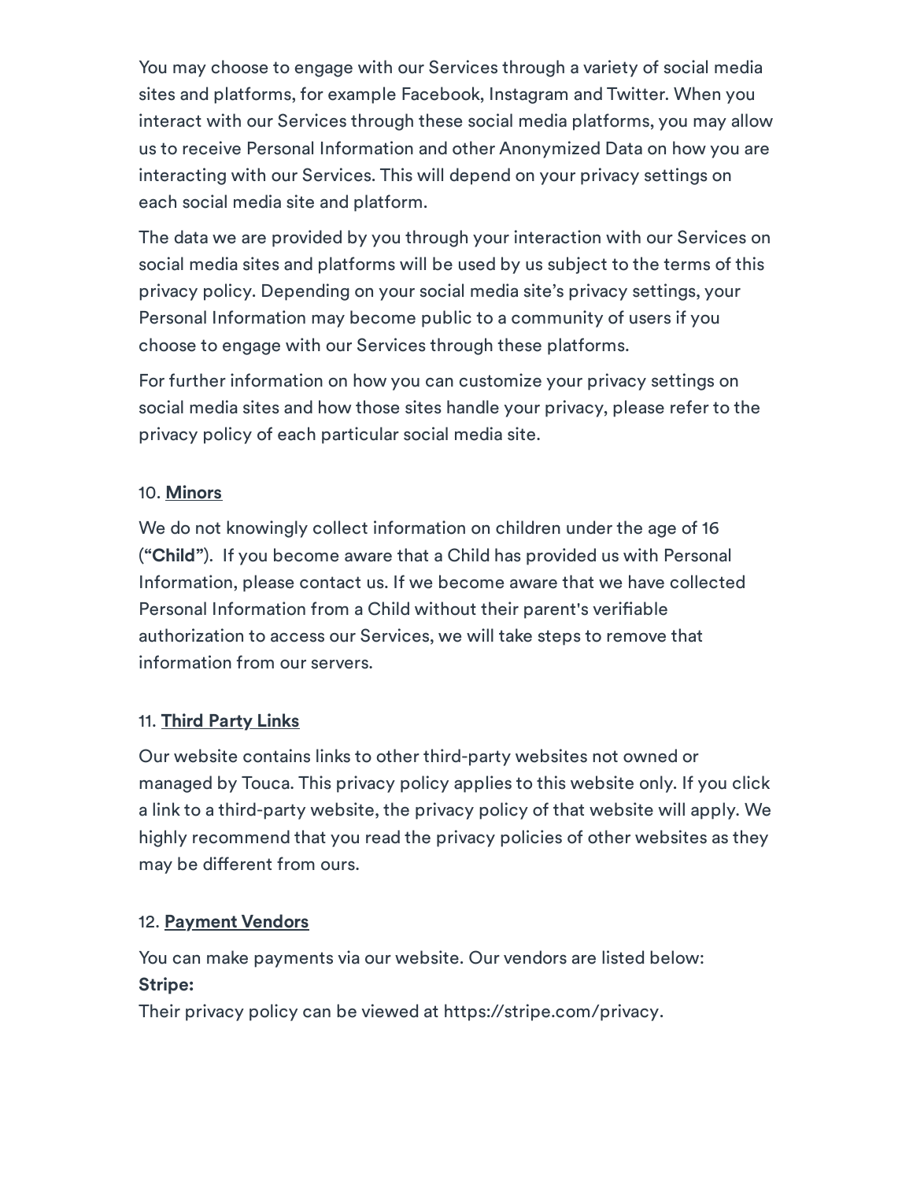You may choose to engage with our Services through a variety of social media sites and platforms, for example Facebook, Instagram and Twitter. When you interact with our Services through these social media platforms, you may allow us to receive Personal Information and other Anonymized Data on how you are interacting with our Services. This will depend on your privacy settings on each social media site and platform.

The data we are provided by you through your interaction with our Services on social media sites and platforms will be used by us subject to the terms of this privacy policy. Depending on your social media site's privacy settings, your Personal Information may become public to a community of users if you choose to engage with our Services through these platforms.

For further information on how you can customize your privacy settings on social media sites and how those sites handle your privacy, please refer to the privacy policy of each particular social media site.

10. **Minors**

We do not knowingly collect information on children under the age of 16 (**"Child"**). If you become aware that a Child has provided us with Personal Information, please contact us. If we become aware that we have collected Personal Information from a Child without their parent's verifiable authorization to access our Services, we will take steps to remove that information from our servers.

11. **Third Party Links**

Our website contains links to other third-party websites not owned or managed by Touca. This privacy policy applies to this website only. If you click a link to a third-party website, the privacy policy of that website will apply. We highly recommend that you read the privacy policies of other websites as they may be different from ours.

12. **Payment Vendors**

You can make payments via our website. Our vendors are listed below:
**Stripe:**
Their privacy policy can be viewed at https://stripe.com/privacy.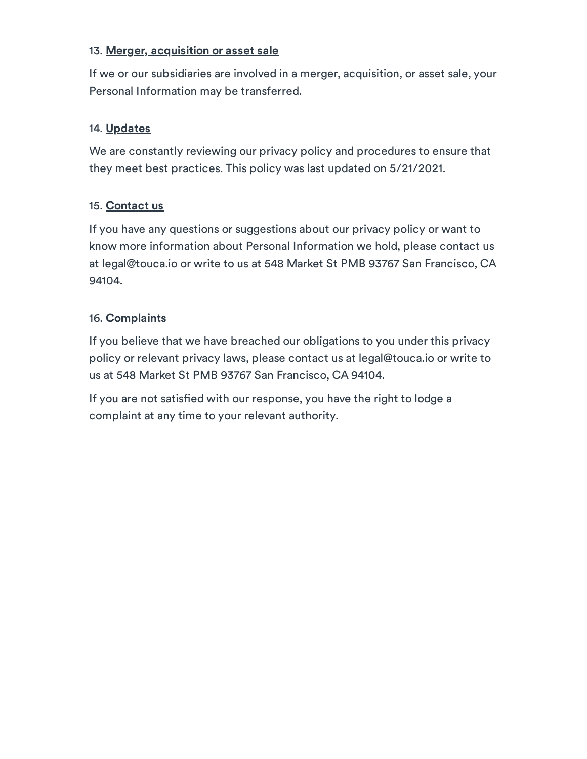13. **Merger, acquisition or asset sale**

If we or our subsidiaries are involved in a merger, acquisition, or asset sale, your Personal Information may be transferred.

14. **Updates**

We are constantly reviewing our privacy policy and procedures to ensure that they meet best practices. This policy was last updated on 5/21/2021.

15. **Contact us**

If you have any questions or suggestions about our privacy policy or want to know more information about Personal Information we hold, please contact us at legal@touca.io or write to us at 548 Market St PMB 93767 San Francisco, CA 94104.

16. **Complaints**

If you believe that we have breached our obligations to you under this privacy policy or relevant privacy laws, please contact us at legal@touca.io or write to us at 548 Market St PMB 93767 San Francisco, CA 94104.

If you are not satisfied with our response, you have the right to lodge a complaint at any time to your relevant authority.